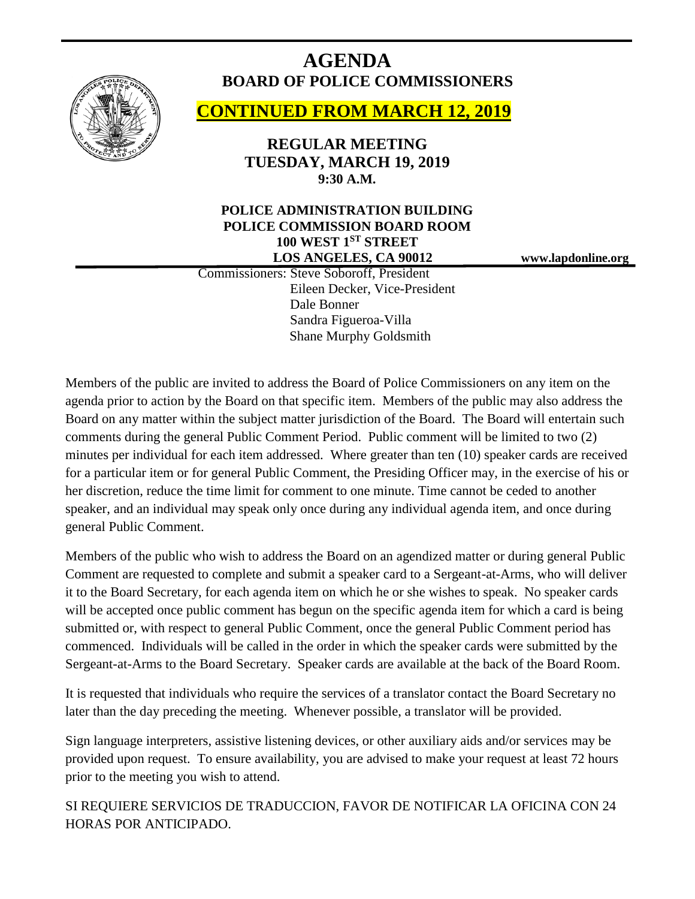# AGENDA

## BOARD OF POLICE COMMISSIONERS

## CONTINUED FROM MARCH 12, 2019

### REGULAR MEETING
### TUESDAY, MARCH 19, 2019
### 9:30 A.M.

**POLICE ADMINISTRATION BUILDING**
**POLICE COMMISSION BOARD ROOM**
**100 WEST 1ST STREET**
**LOS ANGELES, CA 90012**

**www.lapdonline.org**

Commissioners: Steve Soboroff, President
Eileen Decker, Vice-President
Dale Bonner
Sandra Figueroa-Villa
Shane Murphy Goldsmith

Members of the public are invited to address the Board of Police Commissioners on any item on the agenda prior to action by the Board on that specific item. Members of the public may also address the Board on any matter within the subject matter jurisdiction of the Board. The Board will entertain such comments during the general Public Comment Period. Public comment will be limited to two (2) minutes per individual for each item addressed. Where greater than ten (10) speaker cards are received for a particular item or for general Public Comment, the Presiding Officer may, in the exercise of his or her discretion, reduce the time limit for comment to one minute. Time cannot be ceded to another speaker, and an individual may speak only once during any individual agenda item, and once during general Public Comment.

Members of the public who wish to address the Board on an agendized matter or during general Public Comment are requested to complete and submit a speaker card to a Sergeant-at-Arms, who will deliver it to the Board Secretary, for each agenda item on which he or she wishes to speak. No speaker cards will be accepted once public comment has begun on the specific agenda item for which a card is being submitted or, with respect to general Public Comment, once the general Public Comment period has commenced. Individuals will be called in the order in which the speaker cards were submitted by the Sergeant-at-Arms to the Board Secretary. Speaker cards are available at the back of the Board Room.

It is requested that individuals who require the services of a translator contact the Board Secretary no later than the day preceding the meeting. Whenever possible, a translator will be provided.

Sign language interpreters, assistive listening devices, or other auxiliary aids and/or services may be provided upon request. To ensure availability, you are advised to make your request at least 72 hours prior to the meeting you wish to attend.

SI REQUIERE SERVICIOS DE TRADUCCION, FAVOR DE NOTIFICAR LA OFICINA CON 24 HORAS POR ANTICIPADO.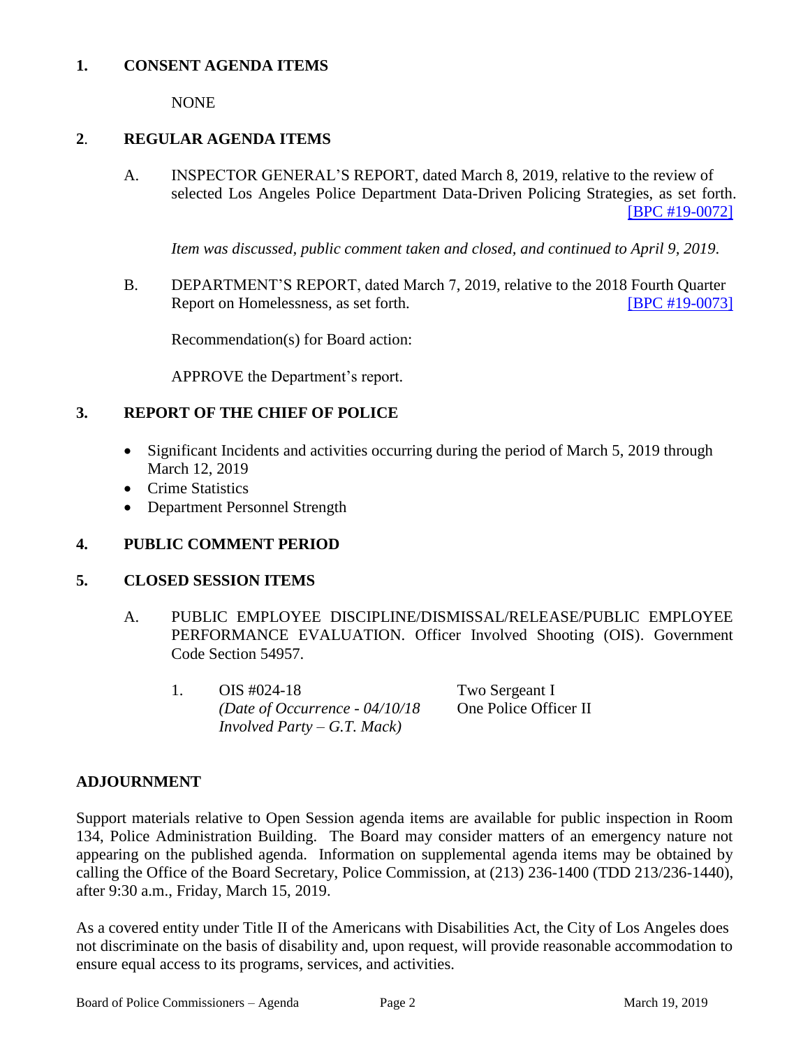## 1. CONSENT AGENDA ITEMS

NONE

## 2. REGULAR AGENDA ITEMS

A. INSPECTOR GENERAL'S REPORT, dated March 8, 2019, relative to the review of selected Los Angeles Police Department Data-Driven Policing Strategies, as set forth. [BPC #19-0072]

*Item was discussed, public comment taken and closed, and continued to April 9, 2019.*

B. DEPARTMENT'S REPORT, dated March 7, 2019, relative to the 2018 Fourth Quarter Report on Homelessness, as set forth. [BPC #19-0073]

Recommendation(s) for Board action:

APPROVE the Department's report.

## 3. REPORT OF THE CHIEF OF POLICE

- Significant Incidents and activities occurring during the period of March 5, 2019 through March 12, 2019
- Crime Statistics
- Department Personnel Strength

## 4. PUBLIC COMMENT PERIOD

## 5. CLOSED SESSION ITEMS

A. PUBLIC EMPLOYEE DISCIPLINE/DISMISSAL/RELEASE/PUBLIC EMPLOYEE PERFORMANCE EVALUATION. Officer Involved Shooting (OIS). Government Code Section 54957.

1. OIS #024-18 — Two Sergeant I, One Police Officer II
   *(Date of Occurrence - 04/10/18*
   *Involved Party – G.T. Mack)*

## ADJOURNMENT

Support materials relative to Open Session agenda items are available for public inspection in Room 134, Police Administration Building. The Board may consider matters of an emergency nature not appearing on the published agenda. Information on supplemental agenda items may be obtained by calling the Office of the Board Secretary, Police Commission, at (213) 236-1400 (TDD 213/236-1440), after 9:30 a.m., Friday, March 15, 2019.

As a covered entity under Title II of the Americans with Disabilities Act, the City of Los Angeles does not discriminate on the basis of disability and, upon request, will provide reasonable accommodation to ensure equal access to its programs, services, and activities.